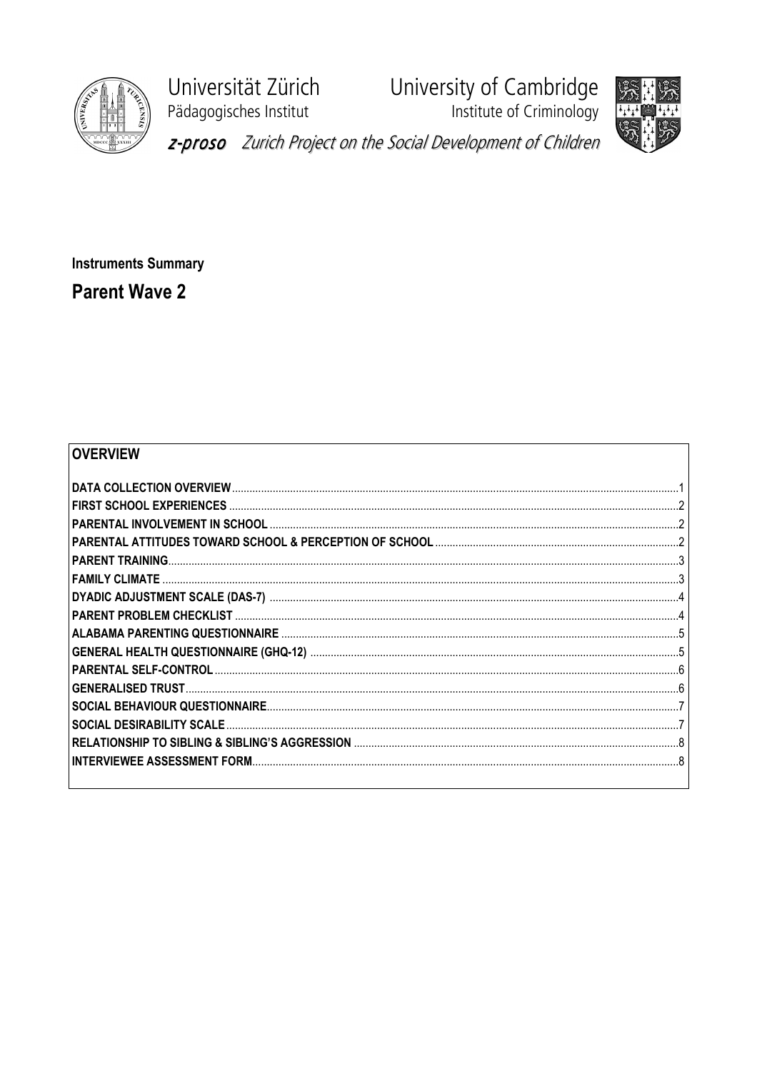Universität Zürich
Pädagogisches Institut

University of Cambridge
Institute of Criminology

*z-proso* *Zurich Project on the Social Development of Children*

**Instruments Summary**

# Parent Wave 2

## OVERVIEW

| | |
|---|---|
| **DATA COLLECTION OVERVIEW** | 1 |
| **FIRST SCHOOL EXPERIENCES** | 2 |
| **PARENTAL INVOLVEMENT IN SCHOOL** | 2 |
| **PARENTAL ATTITUDES TOWARD SCHOOL & PERCEPTION OF SCHOOL** | 2 |
| **PARENT TRAINING** | 3 |
| **FAMILY CLIMATE** | 3 |
| **DYADIC ADJUSTMENT SCALE (DAS-7)** | 4 |
| **PARENT PROBLEM CHECKLIST** | 4 |
| **ALABAMA PARENTING QUESTIONNAIRE** | 5 |
| **GENERAL HEALTH QUESTIONNAIRE (GHQ-12)** | 5 |
| **PARENTAL SELF-CONTROL** | 6 |
| **GENERALISED TRUST** | 6 |
| **SOCIAL BEHAVIOUR QUESTIONNAIRE** | 7 |
| **SOCIAL DESIRABILITY SCALE** | 7 |
| **RELATIONSHIP TO SIBLING & SIBLING'S AGGRESSION** | 8 |
| **INTERVIEWEE ASSESSMENT FORM** | 8 |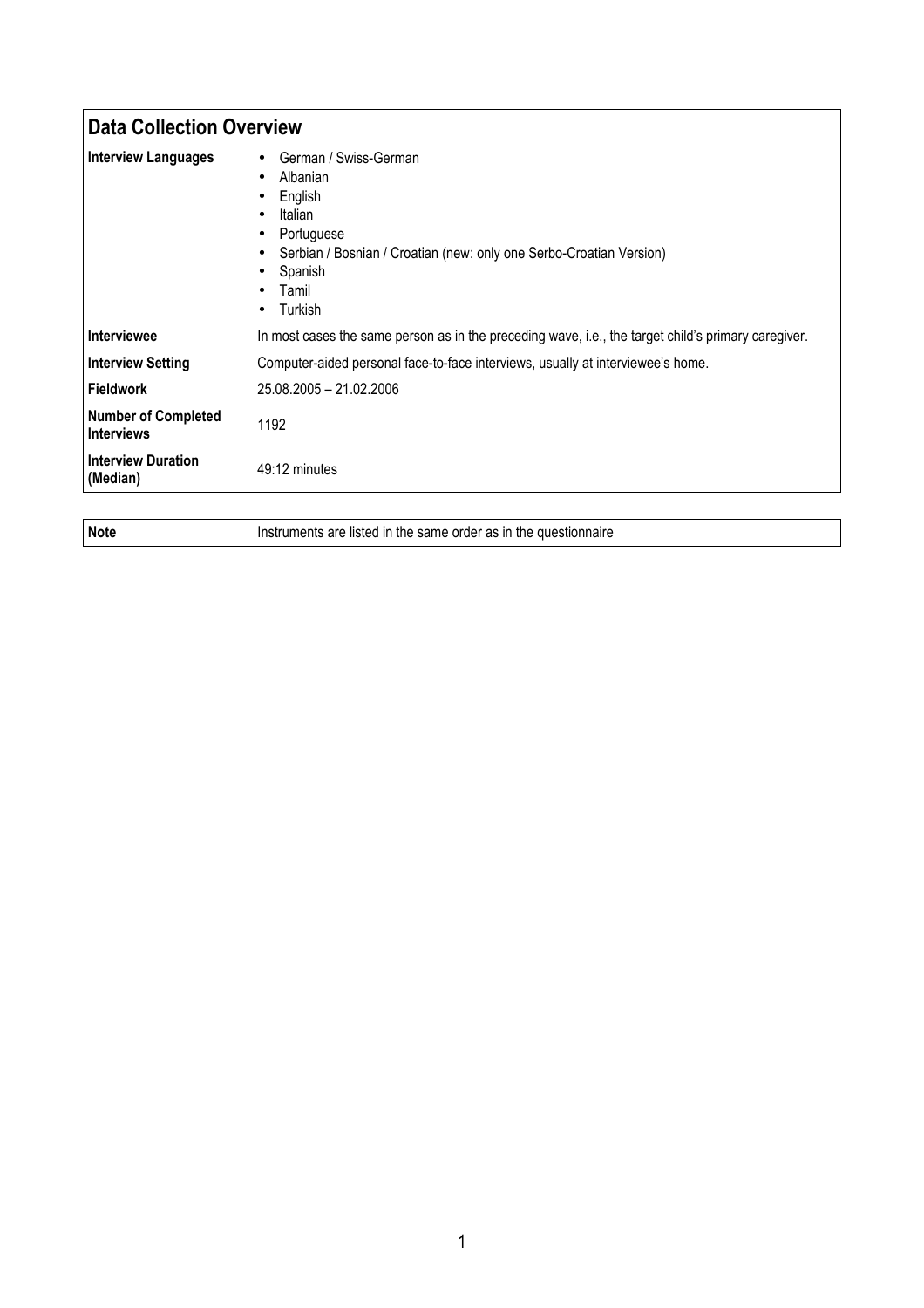## Data Collection Overview

| | |
|---|---|
| **Interview Languages** | • German / Swiss-German<br>• Albanian<br>• English<br>• Italian<br>• Portuguese<br>• Serbian / Bosnian / Croatian (new: only one Serbo-Croatian Version)<br>• Spanish<br>• Tamil<br>• Turkish |
| **Interviewee** | In most cases the same person as in the preceding wave, i.e., the target child's primary caregiver. |
| **Interview Setting** | Computer-aided personal face-to-face interviews, usually at interviewee's home. |
| **Fieldwork** | 25.08.2005 – 21.02.2006 |
| **Number of Completed Interviews** | 1192 |
| **Interview Duration (Median)** | 49:12 minutes |

| | |
|---|---|
| **Note** | Instruments are listed in the same order as in the questionnaire |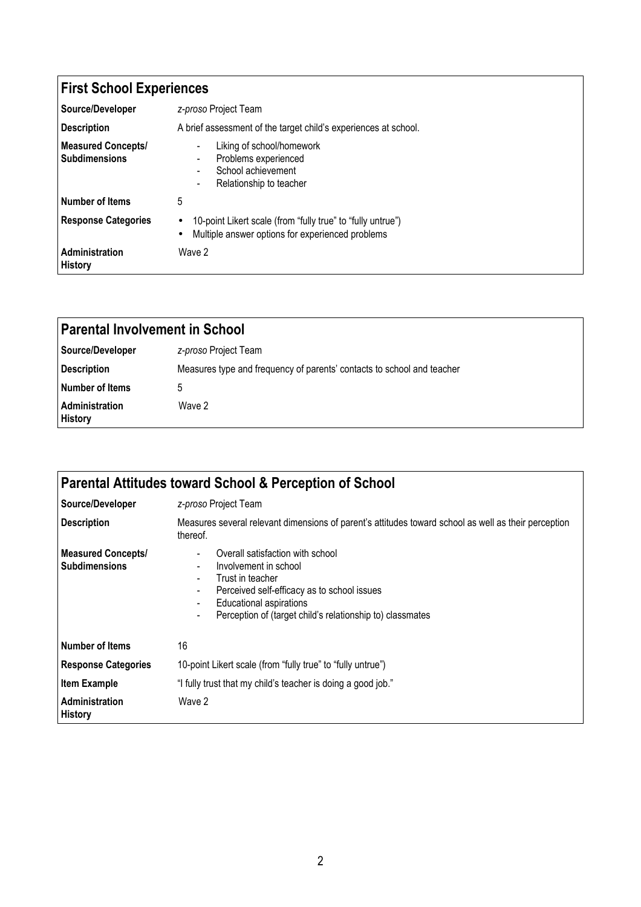## First School Experiences

| | |
|---|---|
| **Source/Developer** | *z-proso* Project Team |
| **Description** | A brief assessment of the target child's experiences at school. |
| **Measured Concepts/ Subdimensions** | - Liking of school/homework<br>- Problems experienced<br>- School achievement<br>- Relationship to teacher |
| **Number of Items** | 5 |
| **Response Categories** | • 10-point Likert scale (from "fully true" to "fully untrue")<br>• Multiple answer options for experienced problems |
| **Administration History** | Wave 2 |

## Parental Involvement in School

| | |
|---|---|
| **Source/Developer** | *z-proso* Project Team |
| **Description** | Measures type and frequency of parents' contacts to school and teacher |
| **Number of Items** | 5 |
| **Administration History** | Wave 2 |

## Parental Attitudes toward School & Perception of School

| | |
|---|---|
| **Source/Developer** | *z-proso* Project Team |
| **Description** | Measures several relevant dimensions of parent's attitudes toward school as well as their perception thereof. |
| **Measured Concepts/ Subdimensions** | - Overall satisfaction with school<br>- Involvement in school<br>- Trust in teacher<br>- Perceived self-efficacy as to school issues<br>- Educational aspirations<br>- Perception of (target child's relationship to) classmates |
| **Number of Items** | 16 |
| **Response Categories** | 10-point Likert scale (from "fully true" to "fully untrue") |
| **Item Example** | "I fully trust that my child's teacher is doing a good job." |
| **Administration History** | Wave 2 |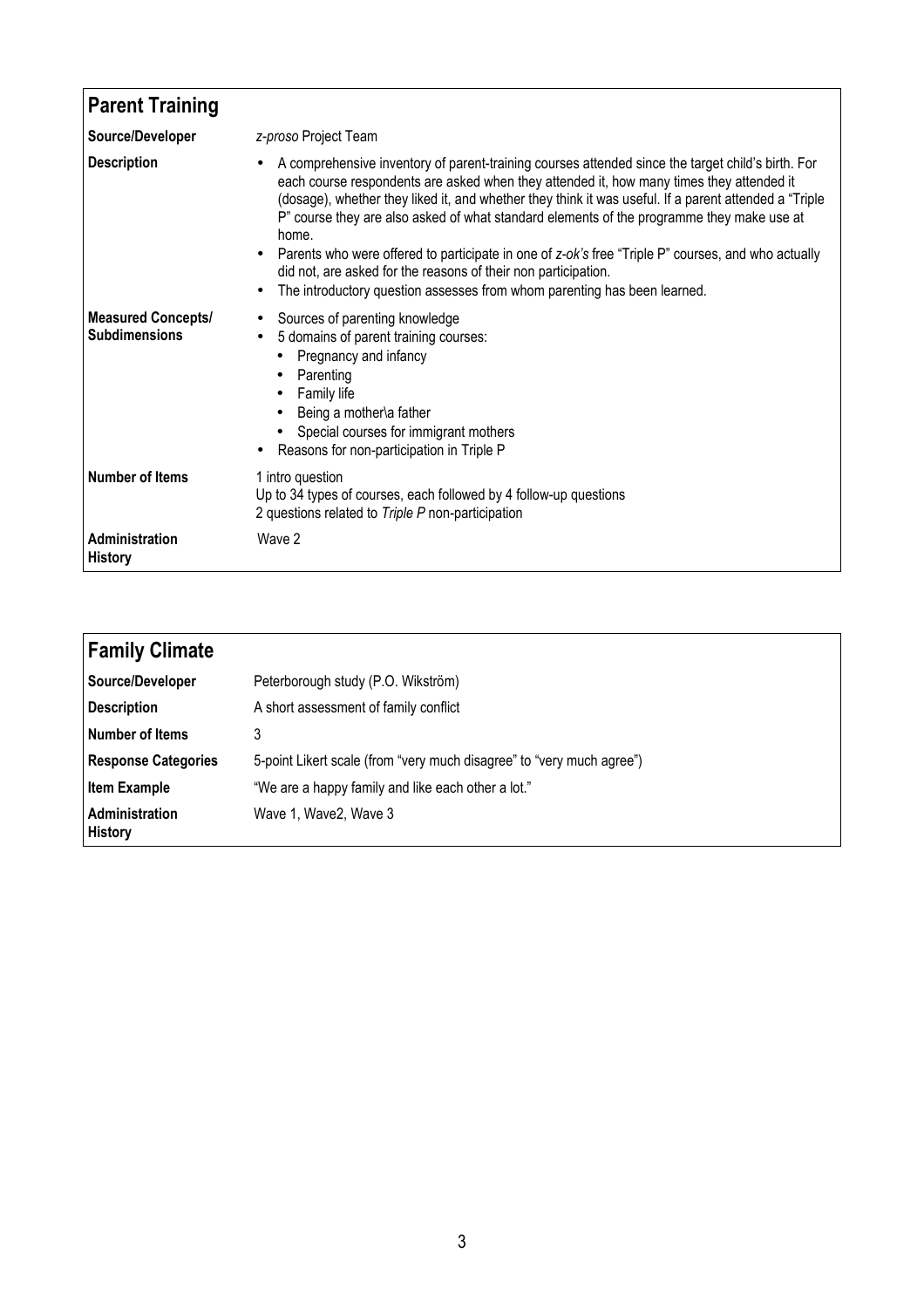## Parent Training

| | |
|---|---|
| **Source/Developer** | *z-proso* Project Team |
| **Description** | • A comprehensive inventory of parent-training courses attended since the target child's birth. For each course respondents are asked when they attended it, how many times they attended it (dosage), whether they liked it, and whether they think it was useful. If a parent attended a "Triple P" course they are also asked of what standard elements of the programme they make use at home.<br>• Parents who were offered to participate in one of *z-ok's* free "Triple P" courses, and who actually did not, are asked for the reasons of their non participation.<br>• The introductory question assesses from whom parenting has been learned. |
| **Measured Concepts/ Subdimensions** | • Sources of parenting knowledge<br>• 5 domains of parent training courses:<br>  • Pregnancy and infancy<br>  • Parenting<br>  • Family life<br>  • Being a mother\a father<br>  • Special courses for immigrant mothers<br>• Reasons for non-participation in Triple P |
| **Number of Items** | 1 intro question<br>Up to 34 types of courses, each followed by 4 follow-up questions<br>2 questions related to *Triple P* non-participation |
| **Administration History** | Wave 2 |

## Family Climate

| | |
|---|---|
| **Source/Developer** | Peterborough study (P.O. Wikström) |
| **Description** | A short assessment of family conflict |
| **Number of Items** | 3 |
| **Response Categories** | 5-point Likert scale (from "very much disagree" to "very much agree") |
| **Item Example** | "We are a happy family and like each other a lot." |
| **Administration History** | Wave 1, Wave2, Wave 3 |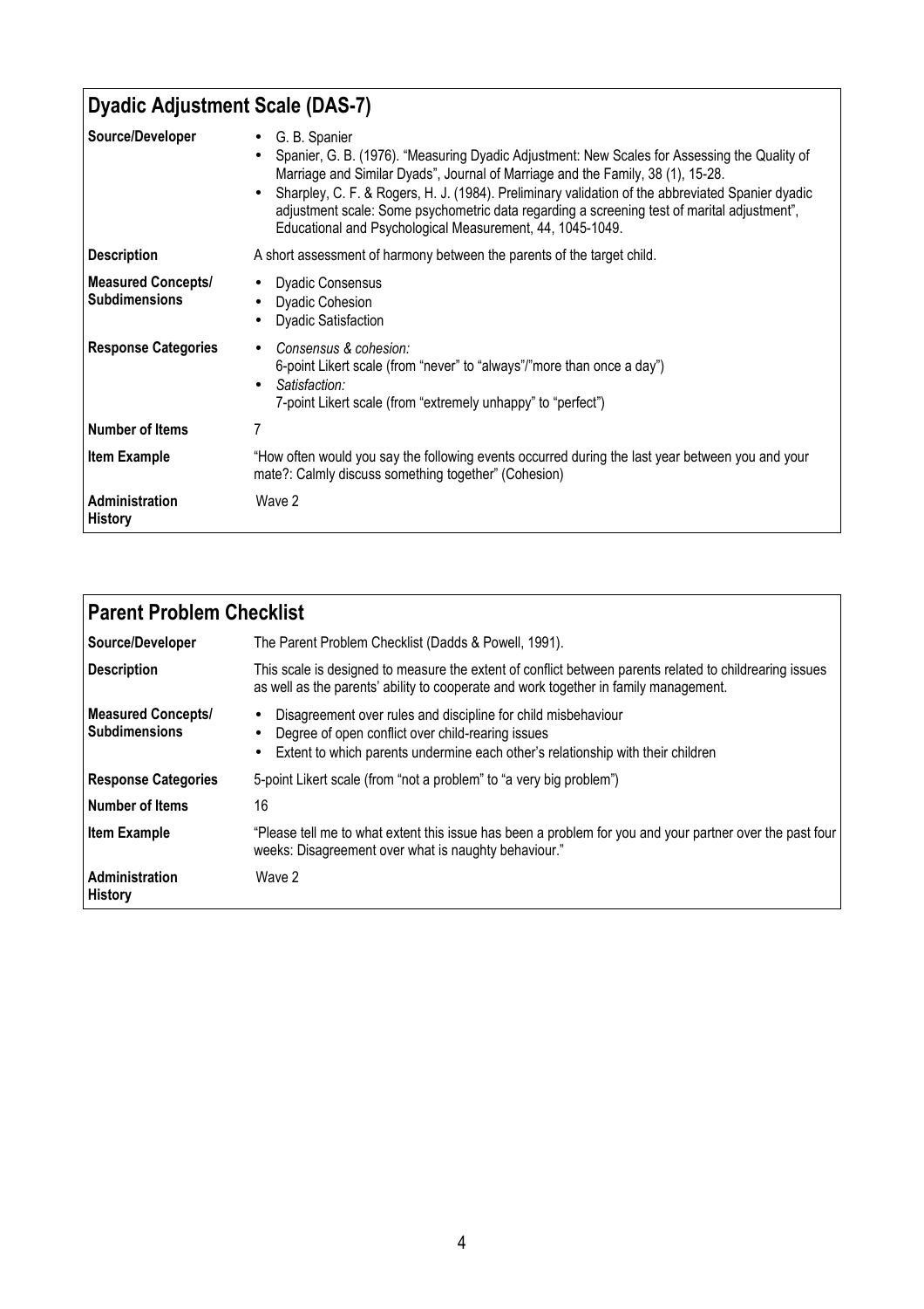## Dyadic Adjustment Scale (DAS-7)

| | |
|---|---|
| **Source/Developer** | • G. B. Spanier<br>• Spanier, G. B. (1976). "Measuring Dyadic Adjustment: New Scales for Assessing the Quality of Marriage and Similar Dyads", Journal of Marriage and the Family, 38 (1), 15-28.<br>• Sharpley, C. F. & Rogers, H. J. (1984). Preliminary validation of the abbreviated Spanier dyadic adjustment scale: Some psychometric data regarding a screening test of marital adjustment", Educational and Psychological Measurement, 44, 1045-1049. |
| **Description** | A short assessment of harmony between the parents of the target child. |
| **Measured Concepts/ Subdimensions** | • Dyadic Consensus<br>• Dyadic Cohesion<br>• Dyadic Satisfaction |
| **Response Categories** | • *Consensus & cohesion:*<br>6-point Likert scale (from "never" to "always"/"more than once a day")<br>• *Satisfaction:*<br>7-point Likert scale (from "extremely unhappy" to "perfect") |
| **Number of Items** | 7 |
| **Item Example** | "How often would you say the following events occurred during the last year between you and your mate?: Calmly discuss something together" (Cohesion) |
| **Administration History** | Wave 2 |

## Parent Problem Checklist

| | |
|---|---|
| **Source/Developer** | The Parent Problem Checklist (Dadds & Powell, 1991). |
| **Description** | This scale is designed to measure the extent of conflict between parents related to childrearing issues as well as the parents' ability to cooperate and work together in family management. |
| **Measured Concepts/ Subdimensions** | • Disagreement over rules and discipline for child misbehaviour<br>• Degree of open conflict over child-rearing issues<br>• Extent to which parents undermine each other's relationship with their children |
| **Response Categories** | 5-point Likert scale (from "not a problem" to "a very big problem") |
| **Number of Items** | 16 |
| **Item Example** | "Please tell me to what extent this issue has been a problem for you and your partner over the past four weeks: Disagreement over what is naughty behaviour." |
| **Administration History** | Wave 2 |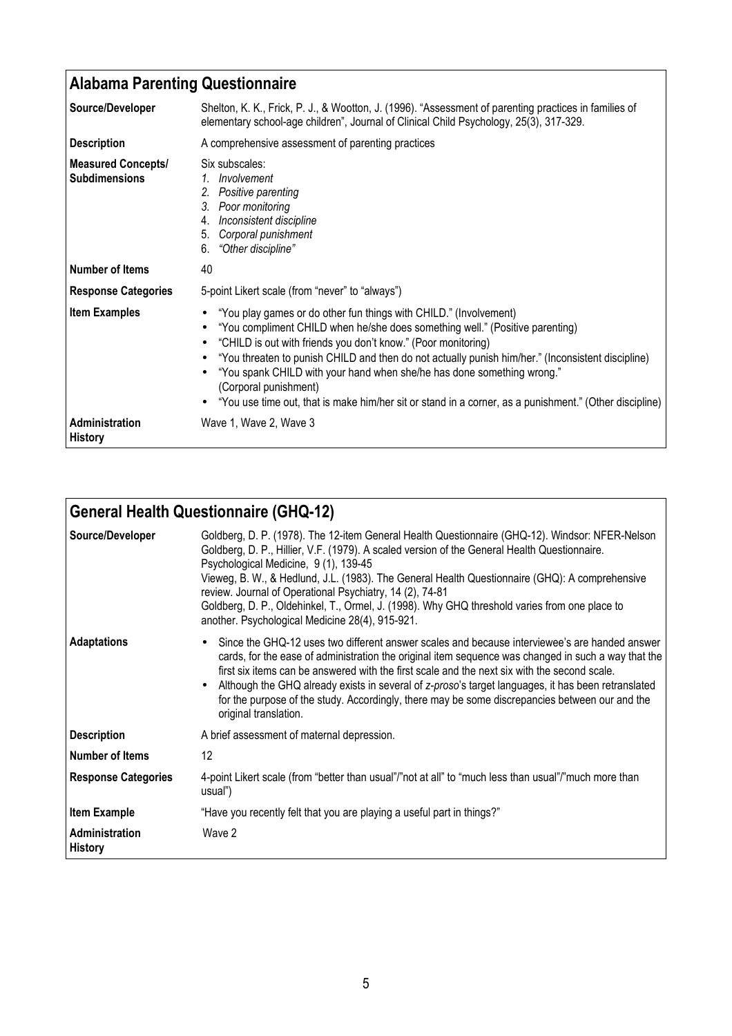## Alabama Parenting Questionnaire

| | |
|---|---|
| **Source/Developer** | Shelton, K. K., Frick, P. J., & Wootton, J. (1996). "Assessment of parenting practices in families of elementary school-age children", Journal of Clinical Child Psychology, 25(3), 317-329. |
| **Description** | A comprehensive assessment of parenting practices |
| **Measured Concepts/ Subdimensions** | Six subscales:<br>1. *Involvement*<br>2. *Positive parenting*<br>3. *Poor monitoring*<br>4. *Inconsistent discipline*<br>5. *Corporal punishment*<br>6. *"Other discipline"* |
| **Number of Items** | 40 |
| **Response Categories** | 5-point Likert scale (from "never" to "always") |
| **Item Examples** | • "You play games or do other fun things with CHILD." (Involvement)<br>• "You compliment CHILD when he/she does something well." (Positive parenting)<br>• "CHILD is out with friends you don't know." (Poor monitoring)<br>• "You threaten to punish CHILD and then do not actually punish him/her." (Inconsistent discipline)<br>• "You spank CHILD with your hand when she/he has done something wrong." (Corporal punishment)<br>• "You use time out, that is make him/her sit or stand in a corner, as a punishment." (Other discipline) |
| **Administration History** | Wave 1, Wave 2, Wave 3 |

## General Health Questionnaire (GHQ-12)

| | |
|---|---|
| **Source/Developer** | Goldberg, D. P. (1978). The 12-item General Health Questionnaire (GHQ-12). Windsor: NFER-Nelson<br>Goldberg, D. P., Hillier, V.F. (1979). A scaled version of the General Health Questionnaire. Psychological Medicine, 9 (1), 139-45<br>Vieweg, B. W., & Hedlund, J.L. (1983). The General Health Questionnaire (GHQ): A comprehensive review. Journal of Operational Psychiatry, 14 (2), 74-81<br>Goldberg, D. P., Oldehinkel, T., Ormel, J. (1998). Why GHQ threshold varies from one place to another. Psychological Medicine 28(4), 915-921. |
| **Adaptations** | • Since the GHQ-12 uses two different answer scales and because interviewee's are handed answer cards, for the ease of administration the original item sequence was changed in such a way that the first six items can be answered with the first scale and the next six with the second scale.<br>• Although the GHQ already exists in several of *z-proso*'s target languages, it has been retranslated for the purpose of the study. Accordingly, there may be some discrepancies between our and the original translation. |
| **Description** | A brief assessment of maternal depression. |
| **Number of Items** | 12 |
| **Response Categories** | 4-point Likert scale (from "better than usual"/"not at all" to "much less than usual"/"much more than usual") |
| **Item Example** | "Have you recently felt that you are playing a useful part in things?" |
| **Administration History** | Wave 2 |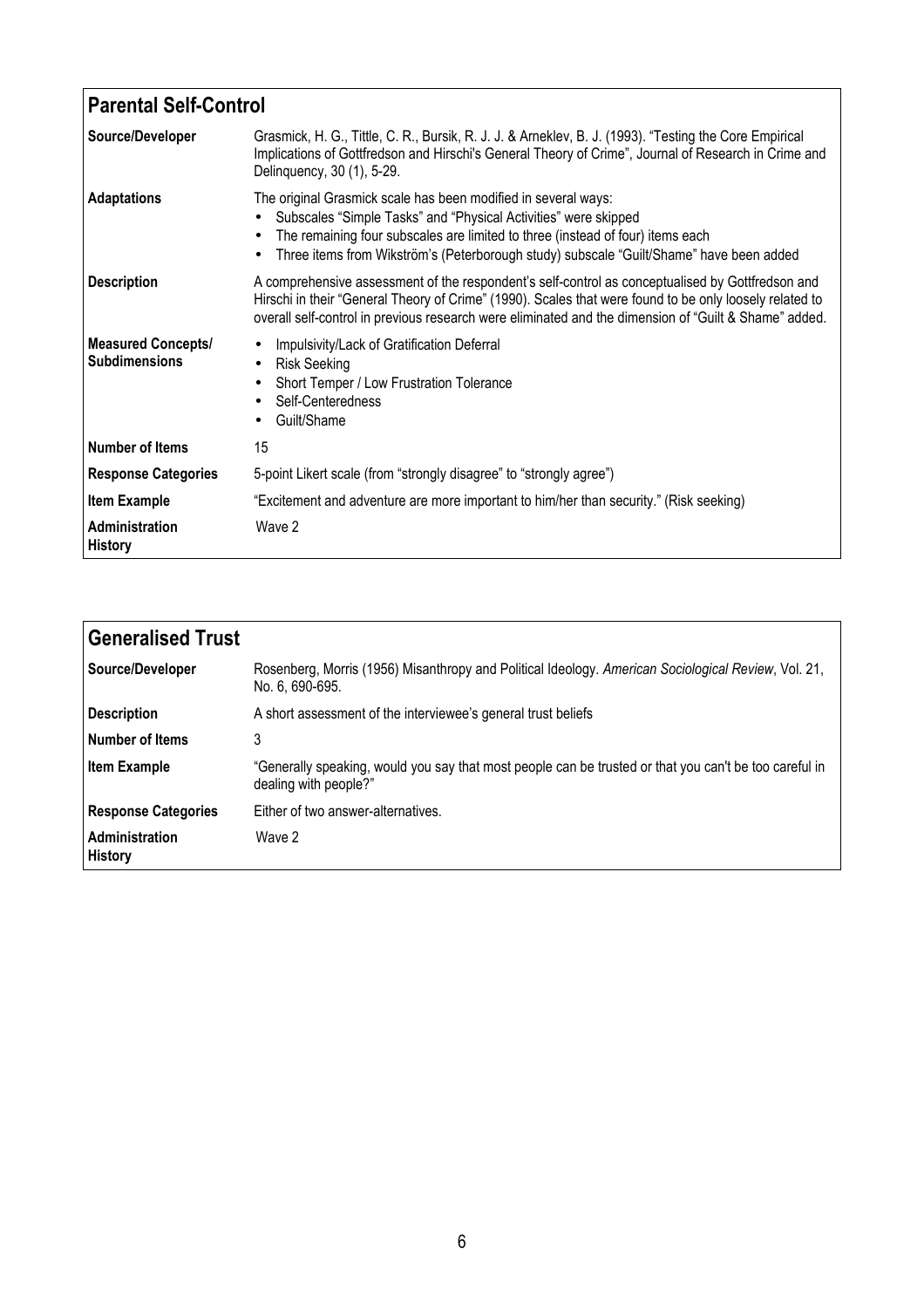## Parental Self-Control

| | |
|---|---|
| **Source/Developer** | Grasmick, H. G., Tittle, C. R., Bursik, R. J. J. & Arneklev, B. J. (1993). "Testing the Core Empirical Implications of Gottfredson and Hirschi's General Theory of Crime", Journal of Research in Crime and Delinquency, 30 (1), 5-29. |
| **Adaptations** | The original Grasmick scale has been modified in several ways:<br>• Subscales "Simple Tasks" and "Physical Activities" were skipped<br>• The remaining four subscales are limited to three (instead of four) items each<br>• Three items from Wikström's (Peterborough study) subscale "Guilt/Shame" have been added |
| **Description** | A comprehensive assessment of the respondent's self-control as conceptualised by Gottfredson and Hirschi in their "General Theory of Crime" (1990). Scales that were found to be only loosely related to overall self-control in previous research were eliminated and the dimension of "Guilt & Shame" added. |
| **Measured Concepts/ Subdimensions** | • Impulsivity/Lack of Gratification Deferral<br>• Risk Seeking<br>• Short Temper / Low Frustration Tolerance<br>• Self-Centeredness<br>• Guilt/Shame |
| **Number of Items** | 15 |
| **Response Categories** | 5-point Likert scale (from "strongly disagree" to "strongly agree") |
| **Item Example** | "Excitement and adventure are more important to him/her than security." (Risk seeking) |
| **Administration History** | Wave 2 |

## Generalised Trust

| | |
|---|---|
| **Source/Developer** | Rosenberg, Morris (1956) Misanthropy and Political Ideology. *American Sociological Review*, Vol. 21, No. 6, 690-695. |
| **Description** | A short assessment of the interviewee's general trust beliefs |
| **Number of Items** | 3 |
| **Item Example** | "Generally speaking, would you say that most people can be trusted or that you can't be too careful in dealing with people?" |
| **Response Categories** | Either of two answer-alternatives. |
| **Administration History** | Wave 2 |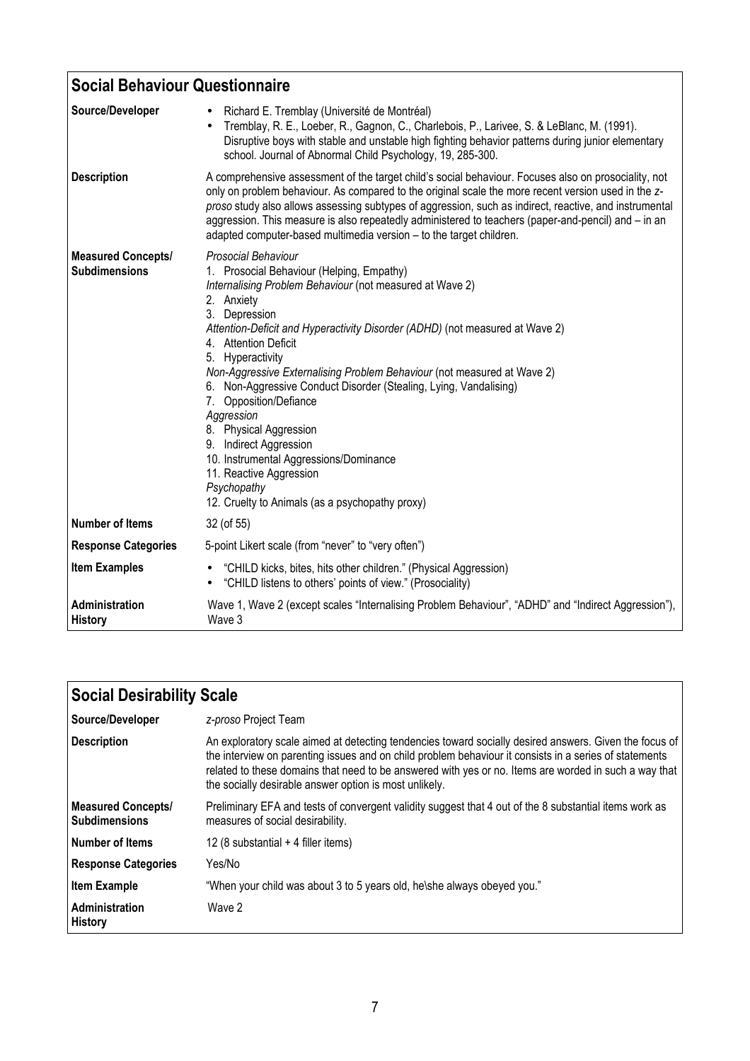## Social Behaviour Questionnaire

| | |
|---|---|
| **Source/Developer** | • Richard E. Tremblay (Université de Montréal)<br>• Tremblay, R. E., Loeber, R., Gagnon, C., Charlebois, P., Larivee, S. & LeBlanc, M. (1991). Disruptive boys with stable and unstable high fighting behavior patterns during junior elementary school. Journal of Abnormal Child Psychology, 19, 285-300. |
| **Description** | A comprehensive assessment of the target child's social behaviour. Focuses also on prosociality, not only on problem behaviour. As compared to the original scale the more recent version used in the *z-proso* study also allows assessing subtypes of aggression, such as indirect, reactive, and instrumental aggression. This measure is also repeatedly administered to teachers (paper-and-pencil) and – in an adapted computer-based multimedia version – to the target children. |
| **Measured Concepts/ Subdimensions** | *Prosocial Behaviour*<br>1. Prosocial Behaviour (Helping, Empathy)<br>*Internalising Problem Behaviour* (not measured at Wave 2)<br>2. Anxiety<br>3. Depression<br>*Attention-Deficit and Hyperactivity Disorder (ADHD)* (not measured at Wave 2)<br>4. Attention Deficit<br>5. Hyperactivity<br>*Non-Aggressive Externalising Problem Behaviour* (not measured at Wave 2)<br>6. Non-Aggressive Conduct Disorder (Stealing, Lying, Vandalising)<br>7. Opposition/Defiance<br>*Aggression*<br>8. Physical Aggression<br>9. Indirect Aggression<br>10. Instrumental Aggressions/Dominance<br>11. Reactive Aggression<br>*Psychopathy*<br>12. Cruelty to Animals (as a psychopathy proxy) |
| **Number of Items** | 32 (of 55) |
| **Response Categories** | 5-point Likert scale (from "never" to "very often") |
| **Item Examples** | • "CHILD kicks, bites, hits other children." (Physical Aggression)<br>• "CHILD listens to others' points of view." (Prosociality) |
| **Administration History** | Wave 1, Wave 2 (except scales "Internalising Problem Behaviour", "ADHD" and "Indirect Aggression"), Wave 3 |

## Social Desirability Scale

| | |
|---|---|
| **Source/Developer** | *z-proso* Project Team |
| **Description** | An exploratory scale aimed at detecting tendencies toward socially desired answers. Given the focus of the interview on parenting issues and on child problem behaviour it consists in a series of statements related to these domains that need to be answered with yes or no. Items are worded in such a way that the socially desirable answer option is most unlikely. |
| **Measured Concepts/ Subdimensions** | Preliminary EFA and tests of convergent validity suggest that 4 out of the 8 substantial items work as measures of social desirability. |
| **Number of Items** | 12 (8 substantial + 4 filler items) |
| **Response Categories** | Yes/No |
| **Item Example** | "When your child was about 3 to 5 years old, he\she always obeyed you." |
| **Administration History** | Wave 2 |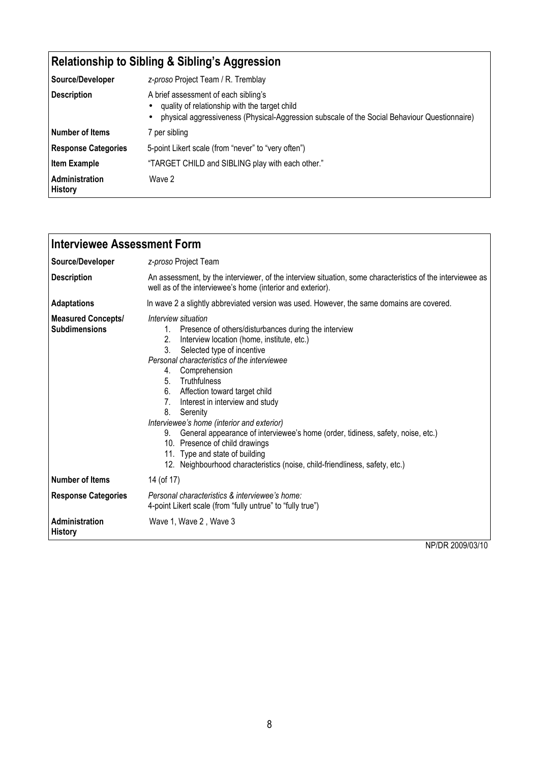## Relationship to Sibling & Sibling's Aggression

| | |
|---|---|
| **Source/Developer** | *z-proso* Project Team / R. Tremblay |
| **Description** | A brief assessment of each sibling's<br>• quality of relationship with the target child<br>• physical aggressiveness (Physical-Aggression subscale of the Social Behaviour Questionnaire) |
| **Number of Items** | 7 per sibling |
| **Response Categories** | 5-point Likert scale (from "never" to "very often") |
| **Item Example** | "TARGET CHILD and SIBLING play with each other." |
| **Administration History** | Wave 2 |

## Interviewee Assessment Form

| | |
|---|---|
| **Source/Developer** | *z-proso* Project Team |
| **Description** | An assessment, by the interviewer, of the interview situation, some characteristics of the interviewee as well as of the interviewee's home (interior and exterior). |
| **Adaptations** | In wave 2 a slightly abbreviated version was used. However, the same domains are covered. |
| **Measured Concepts/ Subdimensions** | *Interview situation*<br>1. Presence of others/disturbances during the interview<br>2. Interview location (home, institute, etc.)<br>3. Selected type of incentive<br>*Personal characteristics of the interviewee*<br>4. Comprehension<br>5. Truthfulness<br>6. Affection toward target child<br>7. Interest in interview and study<br>8. Serenity<br>*Interviewee's home (interior and exterior)*<br>9. General appearance of interviewee's home (order, tidiness, safety, noise, etc.)<br>10. Presence of child drawings<br>11. Type and state of building<br>12. Neighbourhood characteristics (noise, child-friendliness, safety, etc.) |
| **Number of Items** | 14 (of 17) |
| **Response Categories** | *Personal characteristics & interviewee's home:*<br>4-point Likert scale (from "fully untrue" to "fully true") |
| **Administration History** | Wave 1, Wave 2 , Wave 3 |

NP/DR 2009/03/10